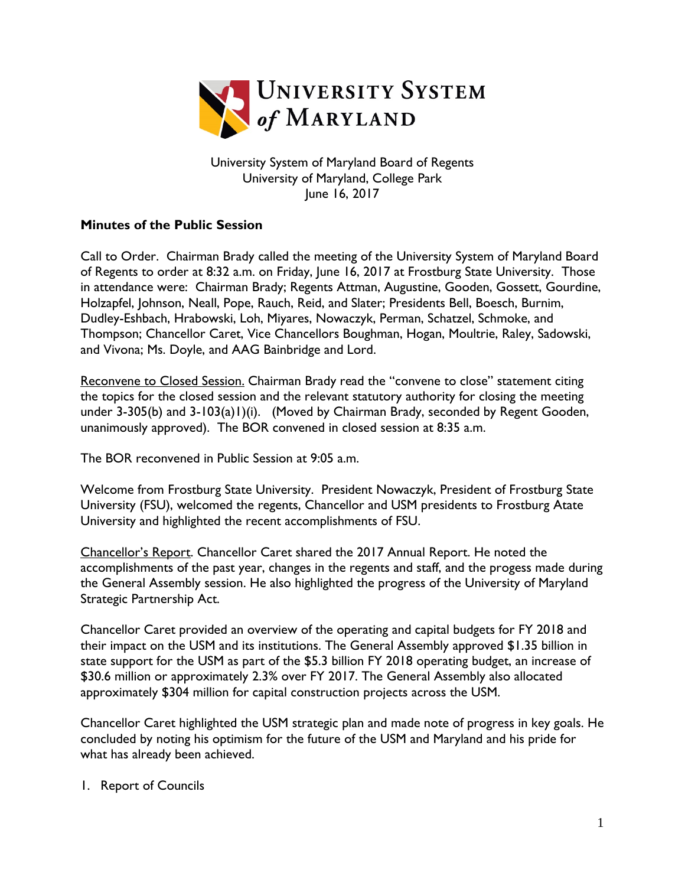University System of Maryland Board of Regents
University of Maryland, College Park
June 16, 2017

**Minutes of the Public Session**

Call to Order. Chairman Brady called the meeting of the University System of Maryland Board of Regents to order at 8:32 a.m. on Friday, June 16, 2017 at Frostburg State University. Those in attendance were: Chairman Brady; Regents Attman, Augustine, Gooden, Gossett, Gourdine, Holzapfel, Johnson, Neall, Pope, Rauch, Reid, and Slater; Presidents Bell, Boesch, Burnim, Dudley-Eshbach, Hrabowski, Loh, Miyares, Nowaczyk, Perman, Schatzel, Schmoke, and Thompson; Chancellor Caret, Vice Chancellors Boughman, Hogan, Moultrie, Raley, Sadowski, and Vivona; Ms. Doyle, and AAG Bainbridge and Lord.

Reconvene to Closed Session. Chairman Brady read the "convene to close" statement citing the topics for the closed session and the relevant statutory authority for closing the meeting under 3-305(b) and 3-103(a)1)(i). (Moved by Chairman Brady, seconded by Regent Gooden, unanimously approved). The BOR convened in closed session at 8:35 a.m.

The BOR reconvened in Public Session at 9:05 a.m.

Welcome from Frostburg State University. President Nowaczyk, President of Frostburg State University (FSU), welcomed the regents, Chancellor and USM presidents to Frostburg Atate University and highlighted the recent accomplishments of FSU.

Chancellor's Report. Chancellor Caret shared the 2017 Annual Report. He noted the accomplishments of the past year, changes in the regents and staff, and the progess made during the General Assembly session. He also highlighted the progress of the University of Maryland Strategic Partnership Act.

Chancellor Caret provided an overview of the operating and capital budgets for FY 2018 and their impact on the USM and its institutions. The General Assembly approved $1.35 billion in state support for the USM as part of the $5.3 billion FY 2018 operating budget, an increase of $30.6 million or approximately 2.3% over FY 2017. The General Assembly also allocated approximately $304 million for capital construction projects across the USM.

Chancellor Caret highlighted the USM strategic plan and made note of progress in key goals. He concluded by noting his optimism for the future of the USM and Maryland and his pride for what has already been achieved.

1. Report of Councils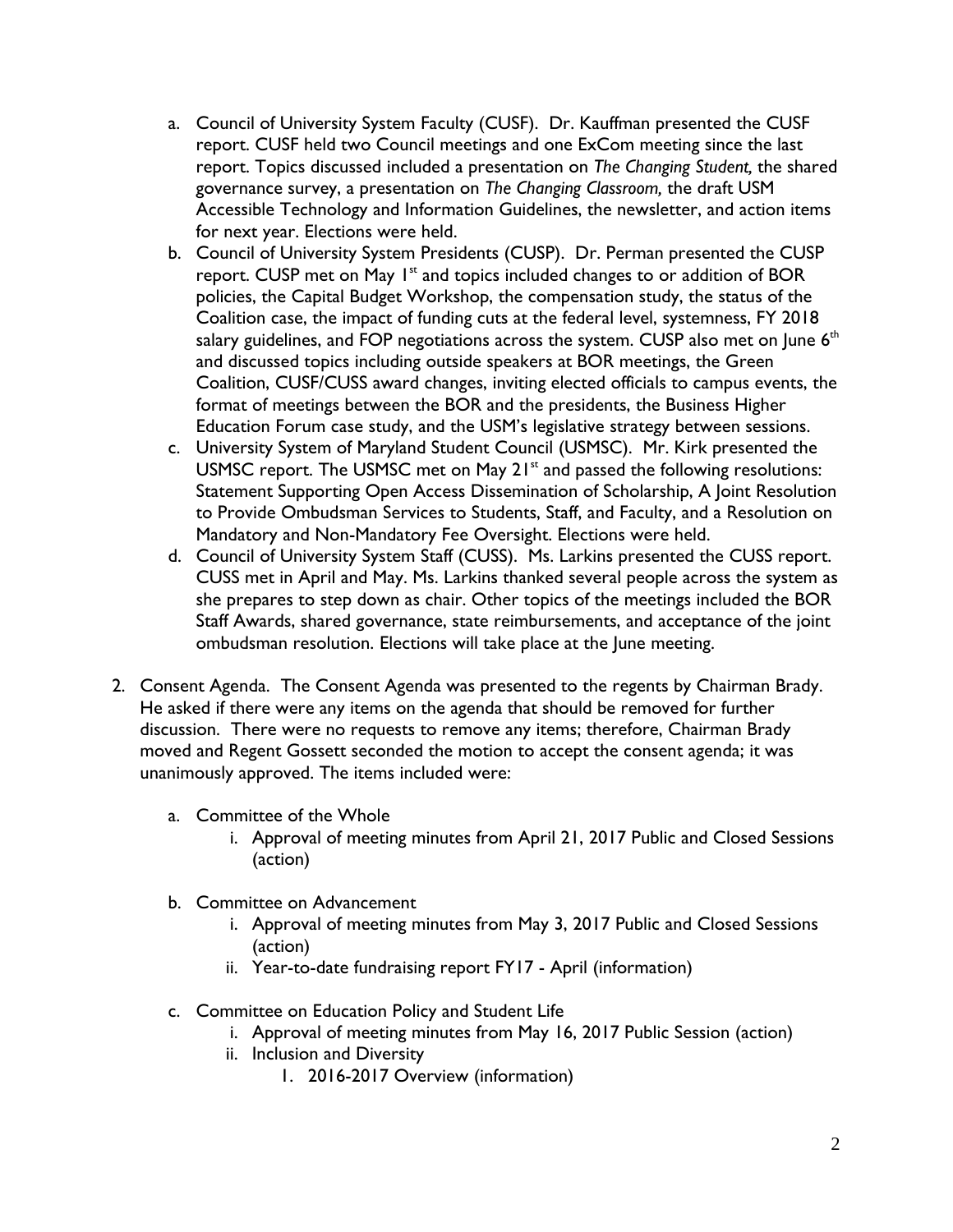a. Council of University System Faculty (CUSF). Dr. Kauffman presented the CUSF report. CUSF held two Council meetings and one ExCom meeting since the last report. Topics discussed included a presentation on *The Changing Student,* the shared governance survey, a presentation on *The Changing Classroom,* the draft USM Accessible Technology and Information Guidelines, the newsletter, and action items for next year. Elections were held.

b. Council of University System Presidents (CUSP). Dr. Perman presented the CUSP report. CUSP met on May 1st and topics included changes to or addition of BOR policies, the Capital Budget Workshop, the compensation study, the status of the Coalition case, the impact of funding cuts at the federal level, systemness, FY 2018 salary guidelines, and FOP negotiations across the system. CUSP also met on June 6th and discussed topics including outside speakers at BOR meetings, the Green Coalition, CUSF/CUSS award changes, inviting elected officials to campus events, the format of meetings between the BOR and the presidents, the Business Higher Education Forum case study, and the USM's legislative strategy between sessions.

c. University System of Maryland Student Council (USMSC). Mr. Kirk presented the USMSC report. The USMSC met on May 21st and passed the following resolutions: Statement Supporting Open Access Dissemination of Scholarship, A Joint Resolution to Provide Ombudsman Services to Students, Staff, and Faculty, and a Resolution on Mandatory and Non-Mandatory Fee Oversight. Elections were held.

d. Council of University System Staff (CUSS). Ms. Larkins presented the CUSS report. CUSS met in April and May. Ms. Larkins thanked several people across the system as she prepares to step down as chair. Other topics of the meetings included the BOR Staff Awards, shared governance, state reimbursements, and acceptance of the joint ombudsman resolution. Elections will take place at the June meeting.

2. Consent Agenda. The Consent Agenda was presented to the regents by Chairman Brady. He asked if there were any items on the agenda that should be removed for further discussion. There were no requests to remove any items; therefore, Chairman Brady moved and Regent Gossett seconded the motion to accept the consent agenda; it was unanimously approved. The items included were:

   a. Committee of the Whole
      i. Approval of meeting minutes from April 21, 2017 Public and Closed Sessions (action)

   b. Committee on Advancement
      i. Approval of meeting minutes from May 3, 2017 Public and Closed Sessions (action)
      ii. Year-to-date fundraising report FY17 - April (information)

   c. Committee on Education Policy and Student Life
      i. Approval of meeting minutes from May 16, 2017 Public Session (action)
      ii. Inclusion and Diversity
         1. 2016-2017 Overview (information)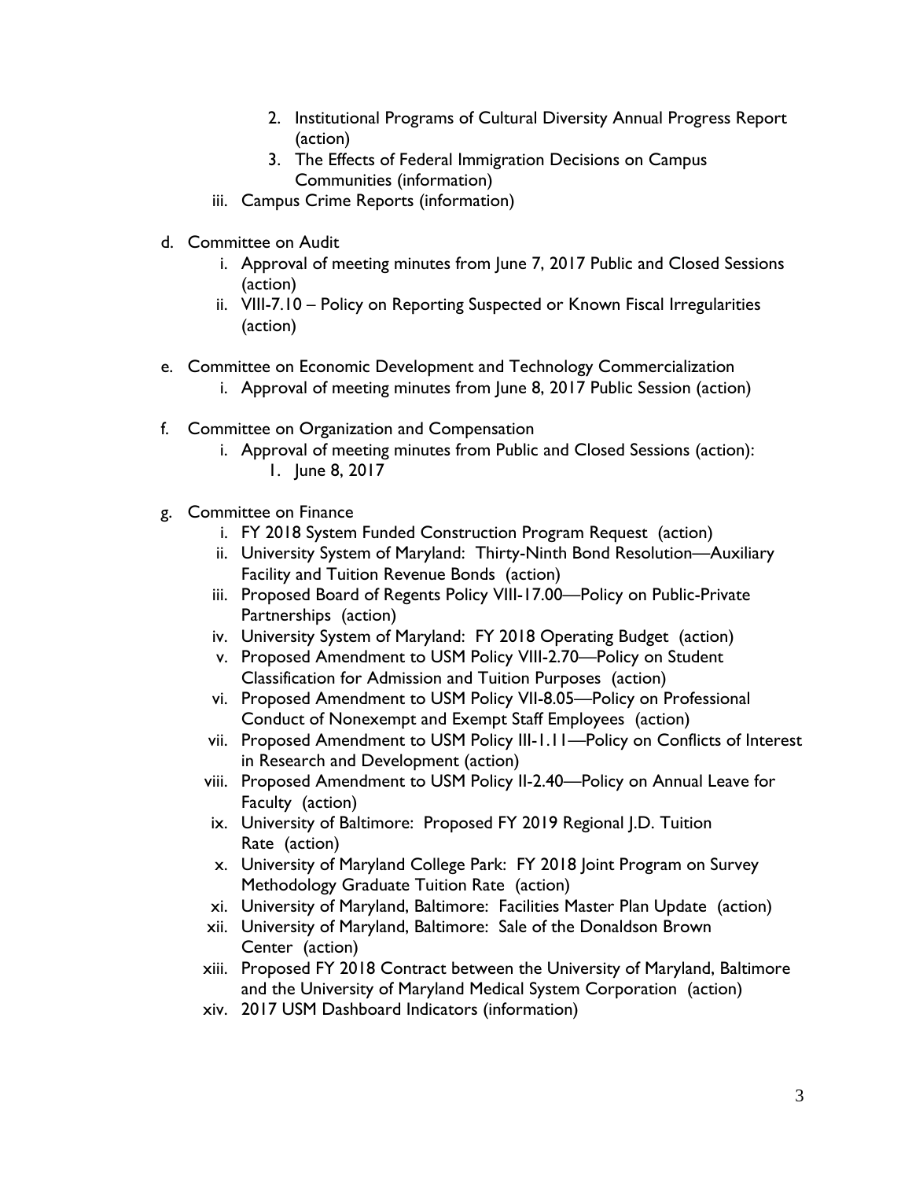2. Institutional Programs of Cultural Diversity Annual Progress Report (action)
        3. The Effects of Federal Immigration Decisions on Campus Communities (information)
    iii. Campus Crime Reports (information)

d. Committee on Audit
    i. Approval of meeting minutes from June 7, 2017 Public and Closed Sessions (action)
    ii. VIII-7.10 – Policy on Reporting Suspected or Known Fiscal Irregularities (action)

e. Committee on Economic Development and Technology Commercialization
    i. Approval of meeting minutes from June 8, 2017 Public Session (action)

f. Committee on Organization and Compensation
    i. Approval of meeting minutes from Public and Closed Sessions (action):
        1. June 8, 2017

g. Committee on Finance
    i. FY 2018 System Funded Construction Program Request (action)
    ii. University System of Maryland: Thirty-Ninth Bond Resolution—Auxiliary Facility and Tuition Revenue Bonds (action)
    iii. Proposed Board of Regents Policy VIII-17.00—Policy on Public-Private Partnerships (action)
    iv. University System of Maryland: FY 2018 Operating Budget (action)
    v. Proposed Amendment to USM Policy VIII-2.70—Policy on Student Classification for Admission and Tuition Purposes (action)
    vi. Proposed Amendment to USM Policy VII-8.05—Policy on Professional Conduct of Nonexempt and Exempt Staff Employees (action)
    vii. Proposed Amendment to USM Policy III-1.11—Policy on Conflicts of Interest in Research and Development (action)
    viii. Proposed Amendment to USM Policy II-2.40—Policy on Annual Leave for Faculty (action)
    ix. University of Baltimore: Proposed FY 2019 Regional J.D. Tuition Rate (action)
    x. University of Maryland College Park: FY 2018 Joint Program on Survey Methodology Graduate Tuition Rate (action)
    xi. University of Maryland, Baltimore: Facilities Master Plan Update (action)
    xii. University of Maryland, Baltimore: Sale of the Donaldson Brown Center (action)
    xiii. Proposed FY 2018 Contract between the University of Maryland, Baltimore and the University of Maryland Medical System Corporation (action)
    xiv. 2017 USM Dashboard Indicators (information)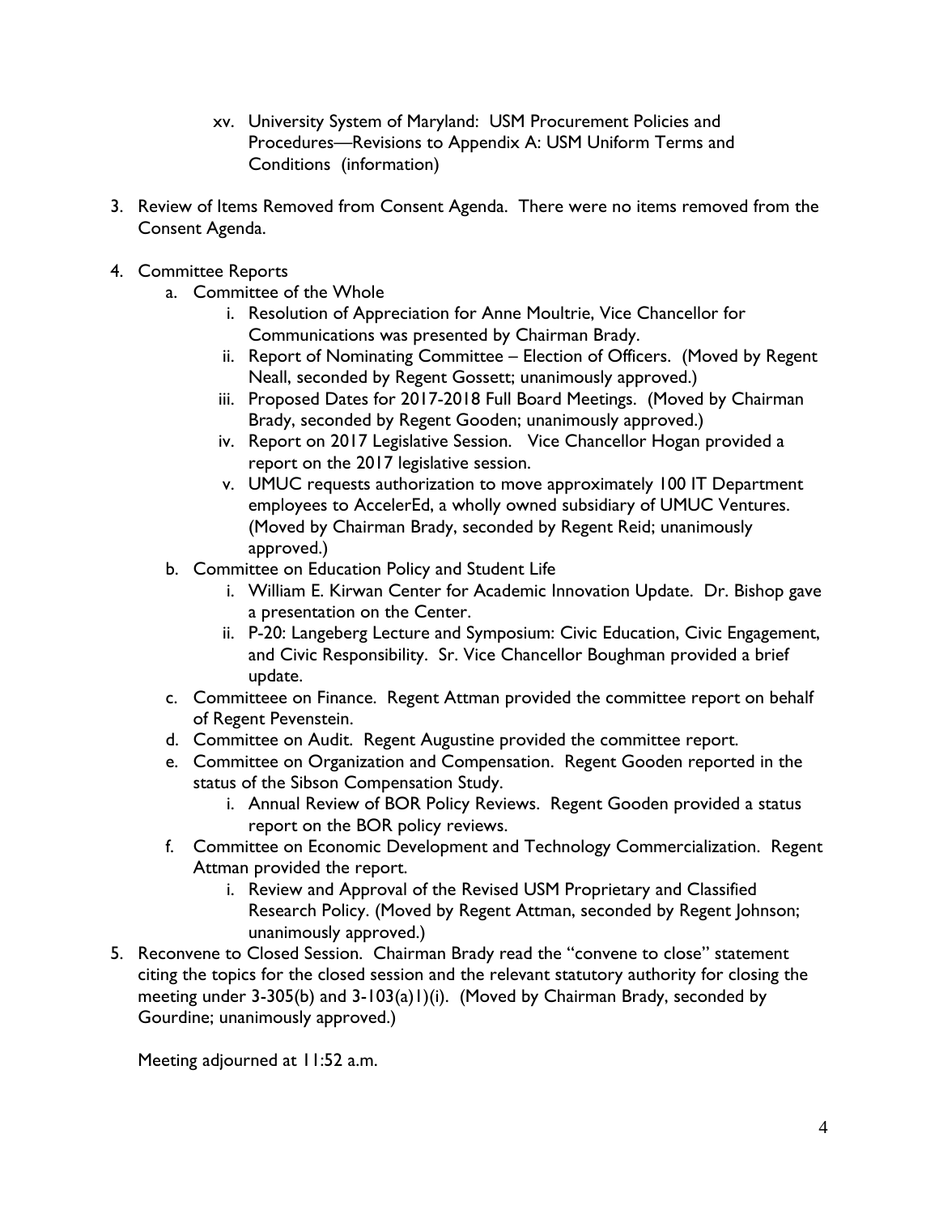xv. University System of Maryland: USM Procurement Policies and Procedures—Revisions to Appendix A: USM Uniform Terms and Conditions (information)

3. Review of Items Removed from Consent Agenda. There were no items removed from the Consent Agenda.

4. Committee Reports
   a. Committee of the Whole
      i. Resolution of Appreciation for Anne Moultrie, Vice Chancellor for Communications was presented by Chairman Brady.
      ii. Report of Nominating Committee – Election of Officers. (Moved by Regent Neall, seconded by Regent Gossett; unanimously approved.)
      iii. Proposed Dates for 2017-2018 Full Board Meetings. (Moved by Chairman Brady, seconded by Regent Gooden; unanimously approved.)
      iv. Report on 2017 Legislative Session. Vice Chancellor Hogan provided a report on the 2017 legislative session.
      v. UMUC requests authorization to move approximately 100 IT Department employees to AccelerEd, a wholly owned subsidiary of UMUC Ventures. (Moved by Chairman Brady, seconded by Regent Reid; unanimously approved.)
   b. Committee on Education Policy and Student Life
      i. William E. Kirwan Center for Academic Innovation Update. Dr. Bishop gave a presentation on the Center.
      ii. P-20: Langeberg Lecture and Symposium: Civic Education, Civic Engagement, and Civic Responsibility. Sr. Vice Chancellor Boughman provided a brief update.
   c. Committeee on Finance. Regent Attman provided the committee report on behalf of Regent Pevenstein.
   d. Committee on Audit. Regent Augustine provided the committee report.
   e. Committee on Organization and Compensation. Regent Gooden reported in the status of the Sibson Compensation Study.
      i. Annual Review of BOR Policy Reviews. Regent Gooden provided a status report on the BOR policy reviews.
   f. Committee on Economic Development and Technology Commercialization. Regent Attman provided the report.
      i. Review and Approval of the Revised USM Proprietary and Classified Research Policy. (Moved by Regent Attman, seconded by Regent Johnson; unanimously approved.)

5. Reconvene to Closed Session. Chairman Brady read the "convene to close" statement citing the topics for the closed session and the relevant statutory authority for closing the meeting under 3-305(b) and 3-103(a)1)(i). (Moved by Chairman Brady, seconded by Gourdine; unanimously approved.)

   Meeting adjourned at 11:52 a.m.